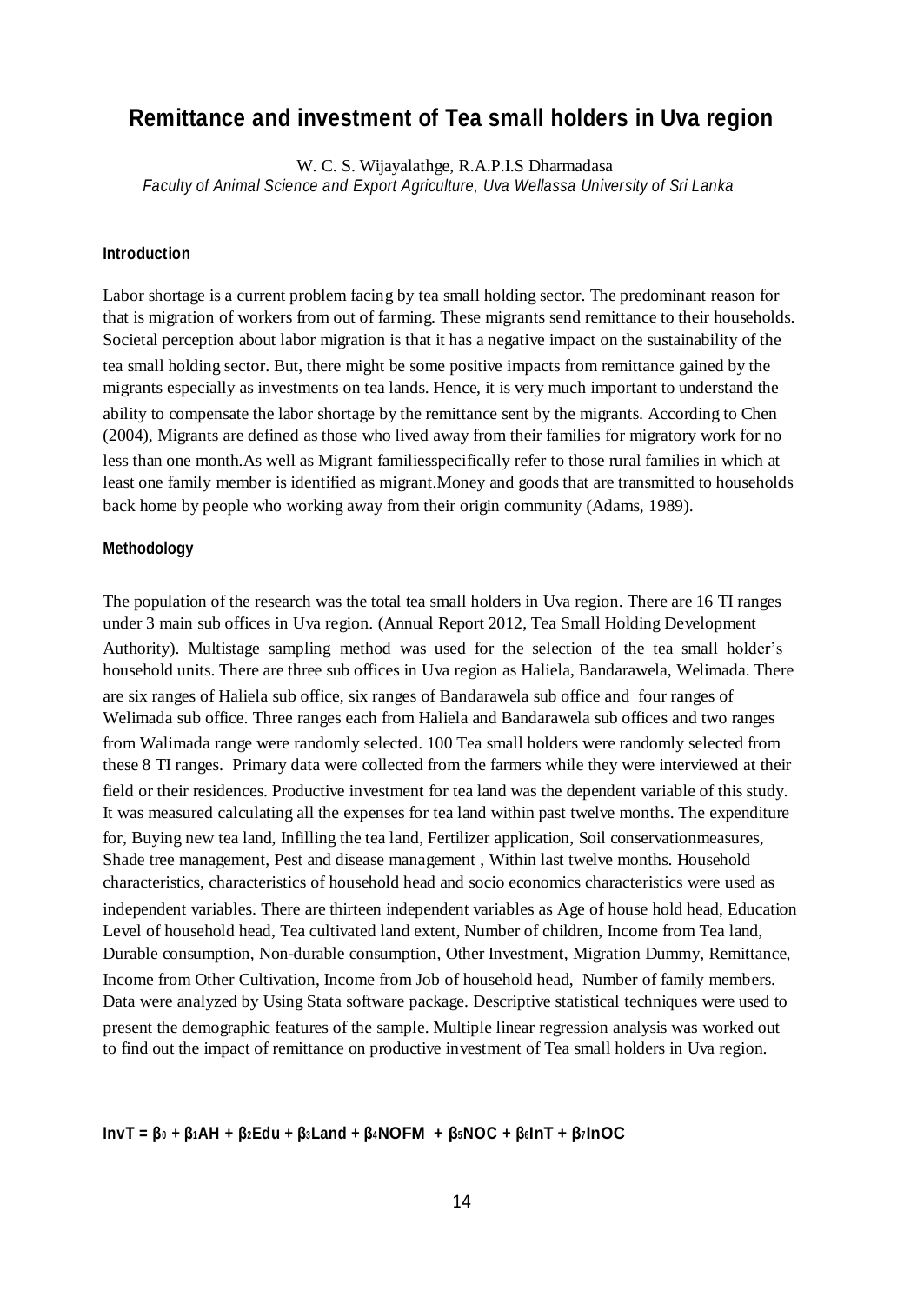# Remittance and investment of Tea small holders in Uva region

W. C. S. Wijayalathge, R.A.P.I.S Dharmadasa

*Faculty of Animal Science and Export Agriculture, Uva Wellassa University of Sri Lanka*

## Introduction

Labor shortage is a current problem facing by tea small holding sector. The predominant reason for that is migration of workers from out of farming. These migrants send remittance to their households. Societal perception about labor migration is that it has a negative impact on the sustainability of the tea small holding sector. But, there might be some positive impacts from remittance gained by the migrants especially as investments on tea lands. Hence, it is very much important to understand the ability to compensate the labor shortage by the remittance sent by the migrants. According to Chen (2004), Migrants are defined as those who lived away from their families for migratory work for no less than one month.As well as Migrant familiesspecifically refer to those rural families in which at least one family member is identified as migrant.Money and goods that are transmitted to households back home by people who working away from their origin community (Adams, 1989).

## Methodology

The population of the research was the total tea small holders in Uva region. There are 16 TI ranges under 3 main sub offices in Uva region. (Annual Report 2012, Tea Small Holding Development Authority). Multistage sampling method was used for the selection of the tea small holder's household units. There are three sub offices in Uva region as Haliela, Bandarawela, Welimada. There are six ranges of Haliela sub office, six ranges of Bandarawela sub office and four ranges of Welimada sub office. Three ranges each from Haliela and Bandarawela sub offices and two ranges from Walimada range were randomly selected. 100 Tea small holders were randomly selected from these 8 TI ranges. Primary data were collected from the farmers while they were interviewed at their field or their residences. Productive investment for tea land was the dependent variable of this study. It was measured calculating all the expenses for tea land within past twelve months. The expenditure for, Buying new tea land, Infilling the tea land, Fertilizer application, Soil conservationmeasures, Shade tree management, Pest and disease management , Within last twelve months. Household characteristics, characteristics of household head and socio economics characteristics were used as independent variables. There are thirteen independent variables as Age of house hold head, Education Level of household head, Tea cultivated land extent, Number of children, Income from Tea land, Durable consumption, Non-durable consumption, Other Investment, Migration Dummy, Remittance, Income from Other Cultivation, Income from Job of household head, Number of family members. Data were analyzed by Using Stata software package. Descriptive statistical techniques were used to present the demographic features of the sample. Multiple linear regression analysis was worked out to find out the impact of remittance on productive investment of Tea small holders in Uva region.

$$\text{lnvT} = \beta_0 + \beta_1\text{AH} + \beta_2\text{Edu} + \beta_3\text{Land} + \beta_4\text{NOFM} + \beta_5\text{NOC} + \beta_6\text{lnT} + \beta_7\text{lnOC}$$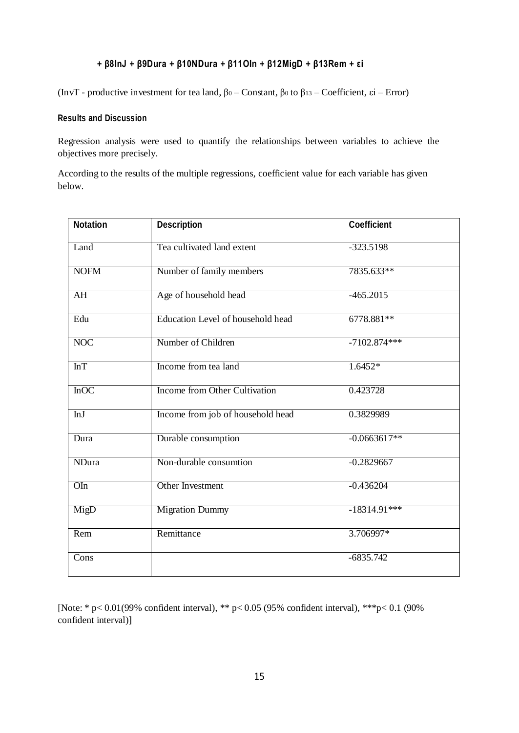$$+ \beta_8 InJ + \beta_9 Dura + \beta_{10} NDura + \beta_{11} OIn + \beta_{12} MigD + \beta_{13} Rem + \varepsilon_i$$

(InvT - productive investment for tea land, $\beta_0$ – Constant, $\beta_0$ to $\beta_{13}$ – Coefficient, $\varepsilon_i$ – Error)

**Results and Discussion**

Regression analysis were used to quantify the relationships between variables to achieve the objectives more precisely.

According to the results of the multiple regressions, coefficient value for each variable has given below.

| Notation | Description | Coefficient |
|---|---|---|
| Land | Tea cultivated land extent | -323.5198 |
| NOFM | Number of family members | 7835.633** |
| AH | Age of household head | -465.2015 |
| Edu | Education Level of household head | 6778.881** |
| NOC | Number of Children | -7102.874*** |
| InT | Income from tea land | 1.6452* |
| InOC | Income from Other Cultivation | 0.423728 |
| InJ | Income from job of household head | 0.3829989 |
| Dura | Durable consumption | -0.0663617** |
| NDura | Non-durable consumtion | -0.2829667 |
| OIn | Other Investment | -0.436204 |
| MigD | Migration Dummy | -18314.91*** |
| Rem | Remittance | 3.706997* |
| Cons | | -6835.742 |

[Note: * $p< 0.01$(99% confident interval), ** $p< 0.05$ (95% confident interval), ***$p< 0.1$ (90% confident interval)]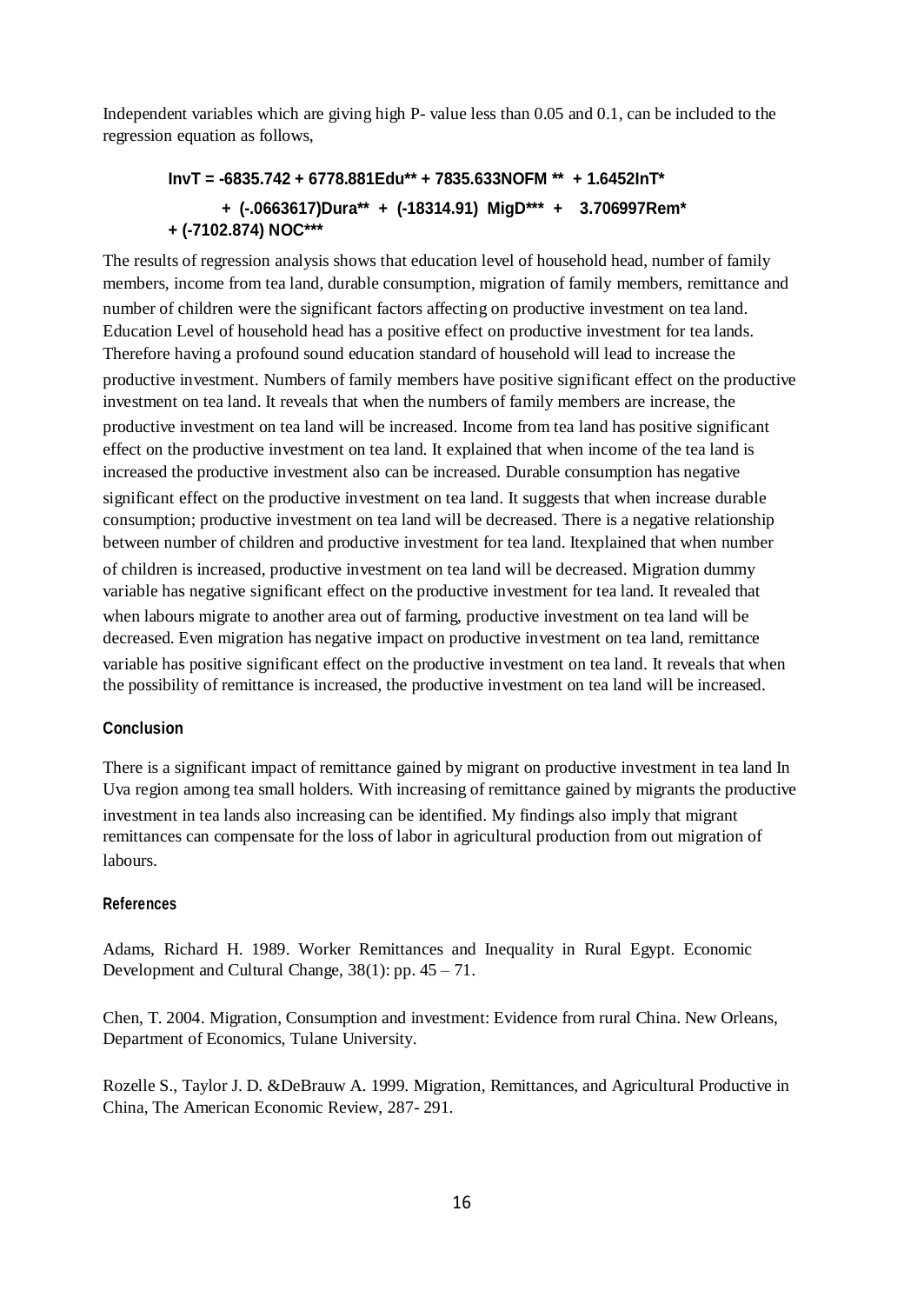Independent variables which are giving high P- value less than 0.05 and 0.1, can be included to the regression equation as follows,

$$InvT = -6835.742 + 6778.881Edu^{**} + 7835.633NOFM^{**} + 1.6452InT^{*} + (-.0663617)Dura^{**} + (-18314.91)\ MigD^{***} + 3.706997Rem^{*} + (-7102.874)\ NOC^{***}$$

The results of regression analysis shows that education level of household head, number of family members, income from tea land, durable consumption, migration of family members, remittance and number of children were the significant factors affecting on productive investment on tea land. Education Level of household head has a positive effect on productive investment for tea lands. Therefore having a profound sound education standard of household will lead to increase the productive investment. Numbers of family members have positive significant effect on the productive investment on tea land. It reveals that when the numbers of family members are increase, the productive investment on tea land will be increased. Income from tea land has positive significant effect on the productive investment on tea land. It explained that when income of the tea land is increased the productive investment also can be increased. Durable consumption has negative significant effect on the productive investment on tea land. It suggests that when increase durable consumption; productive investment on tea land will be decreased. There is a negative relationship between number of children and productive investment for tea land. Itexplained that when number of children is increased, productive investment on tea land will be decreased. Migration dummy variable has negative significant effect on the productive investment for tea land. It revealed that when labours migrate to another area out of farming, productive investment on tea land will be decreased. Even migration has negative impact on productive investment on tea land, remittance variable has positive significant effect on the productive investment on tea land. It reveals that when the possibility of remittance is increased, the productive investment on tea land will be increased.

## Conclusion

There is a significant impact of remittance gained by migrant on productive investment in tea land In Uva region among tea small holders. With increasing of remittance gained by migrants the productive investment in tea lands also increasing can be identified. My findings also imply that migrant remittances can compensate for the loss of labor in agricultural production from out migration of labours.

## References

Adams, Richard H. 1989. Worker Remittances and Inequality in Rural Egypt. Economic Development and Cultural Change, 38(1): pp. 45 – 71.

Chen, T. 2004. Migration, Consumption and investment: Evidence from rural China. New Orleans, Department of Economics, Tulane University.

Rozelle S., Taylor J. D. &DeBrauw A. 1999. Migration, Remittances, and Agricultural Productive in China, The American Economic Review, 287- 291.